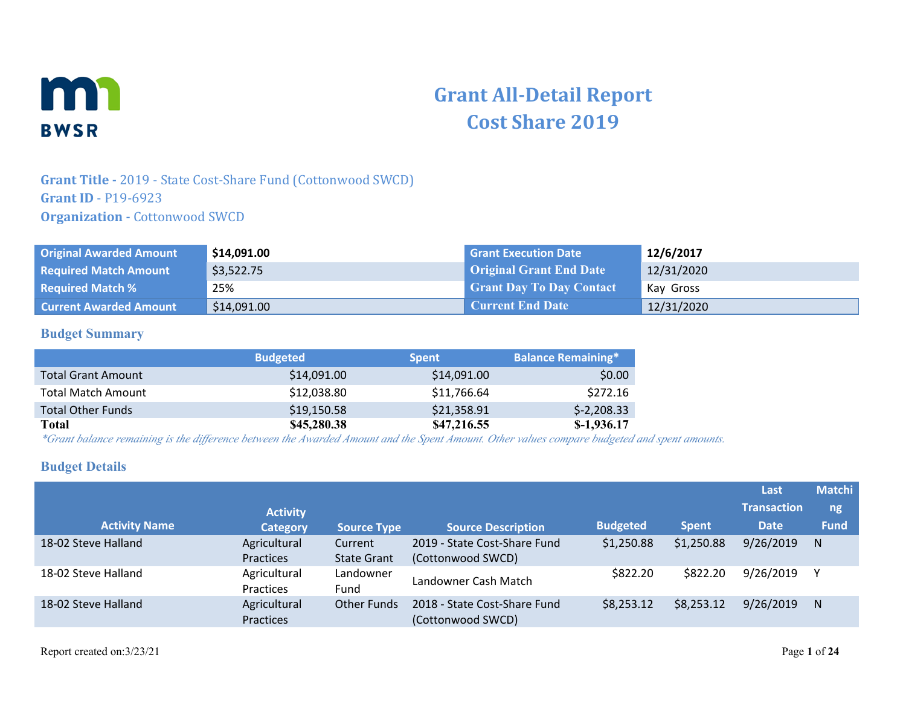# Grant All-Detail Report
# Cost Share 2019

**Grant Title -** 2019 - State Cost-Share Fund (Cottonwood SWCD)
**Grant ID** - P19-6923
**Organization -** Cottonwood SWCD

| | | | |
|---|---|---|---|
| **Original Awarded Amount** | **$14,091.00** | **Grant Execution Date** | **12/6/2017** |
| **Required Match Amount** | $3,522.75 | **Original Grant End Date** | 12/31/2020 |
| **Required Match %** | 25% | **Grant Day To Day Contact** | Kay Gross |
| **Current Awarded Amount** | $14,091.00 | **Current End Date** | 12/31/2020 |

## Budget Summary

| | Budgeted | Spent | Balance Remaining* |
|---|---|---|---|
| Total Grant Amount | $14,091.00 | $14,091.00 | $0.00 |
| Total Match Amount | $12,038.80 | $11,766.64 | $272.16 |
| Total Other Funds | $19,150.58 | $21,358.91 | $-2,208.33 |
| **Total** | **$45,280.38** | **$47,216.55** | **$-1,936.17** |

*\*Grant balance remaining is the difference between the Awarded Amount and the Spent Amount. Other values compare budgeted and spent amounts.*

## Budget Details

| Activity Name | Activity Category | Source Type | Source Description | Budgeted | Spent | Last Transaction Date | Matching Fund |
|---|---|---|---|---|---|---|---|
| 18-02 Steve Halland | Agricultural Practices | Current State Grant | 2019 - State Cost-Share Fund (Cottonwood SWCD) | $1,250.88 | $1,250.88 | 9/26/2019 | N |
| 18-02 Steve Halland | Agricultural Practices | Landowner Fund | Landowner Cash Match | $822.20 | $822.20 | 9/26/2019 | Y |
| 18-02 Steve Halland | Agricultural Practices | Other Funds | 2018 - State Cost-Share Fund (Cottonwood SWCD) | $8,253.12 | $8,253.12 | 9/26/2019 | N |

Report created on:3/23/21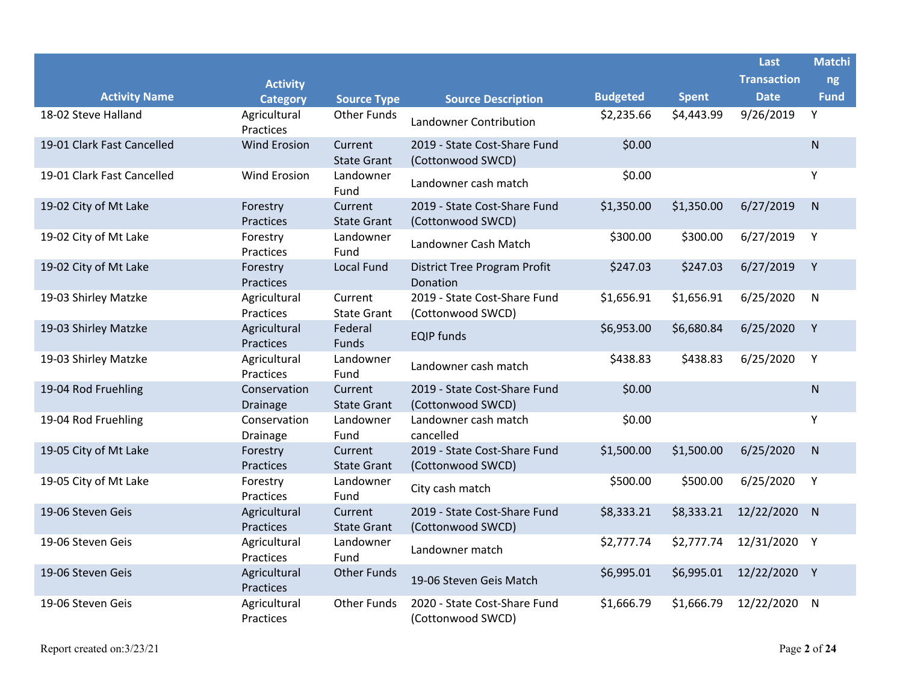| Activity Name | Activity Category | Source Type | Source Description | Budgeted | Spent | Last Transaction Date | Matching Fund |
|---|---|---|---|---|---|---|---|
| 18-02 Steve Halland | Agricultural Practices | Other Funds | Landowner Contribution | $2,235.66 | $4,443.99 | 9/26/2019 | Y |
| 19-01 Clark Fast Cancelled | Wind Erosion | Current State Grant | 2019 - State Cost-Share Fund (Cottonwood SWCD) | $0.00 | | | N |
| 19-01 Clark Fast Cancelled | Wind Erosion | Landowner Fund | Landowner cash match | $0.00 | | | Y |
| 19-02 City of Mt Lake | Forestry Practices | Current State Grant | 2019 - State Cost-Share Fund (Cottonwood SWCD) | $1,350.00 | $1,350.00 | 6/27/2019 | N |
| 19-02 City of Mt Lake | Forestry Practices | Landowner Fund | Landowner Cash Match | $300.00 | $300.00 | 6/27/2019 | Y |
| 19-02 City of Mt Lake | Forestry Practices | Local Fund | District Tree Program Profit Donation | $247.03 | $247.03 | 6/27/2019 | Y |
| 19-03 Shirley Matzke | Agricultural Practices | Current State Grant | 2019 - State Cost-Share Fund (Cottonwood SWCD) | $1,656.91 | $1,656.91 | 6/25/2020 | N |
| 19-03 Shirley Matzke | Agricultural Practices | Federal Funds | EQIP funds | $6,953.00 | $6,680.84 | 6/25/2020 | Y |
| 19-03 Shirley Matzke | Agricultural Practices | Landowner Fund | Landowner cash match | $438.83 | $438.83 | 6/25/2020 | Y |
| 19-04 Rod Fruehling | Conservation Drainage | Current State Grant | 2019 - State Cost-Share Fund (Cottonwood SWCD) | $0.00 | | | N |
| 19-04 Rod Fruehling | Conservation Drainage | Landowner Fund | Landowner cash match cancelled | $0.00 | | | Y |
| 19-05 City of Mt Lake | Forestry Practices | Current State Grant | 2019 - State Cost-Share Fund (Cottonwood SWCD) | $1,500.00 | $1,500.00 | 6/25/2020 | N |
| 19-05 City of Mt Lake | Forestry Practices | Landowner Fund | City cash match | $500.00 | $500.00 | 6/25/2020 | Y |
| 19-06 Steven Geis | Agricultural Practices | Current State Grant | 2019 - State Cost-Share Fund (Cottonwood SWCD) | $8,333.21 | $8,333.21 | 12/22/2020 | N |
| 19-06 Steven Geis | Agricultural Practices | Landowner Fund | Landowner match | $2,777.74 | $2,777.74 | 12/31/2020 | Y |
| 19-06 Steven Geis | Agricultural Practices | Other Funds | 19-06 Steven Geis Match | $6,995.01 | $6,995.01 | 12/22/2020 | Y |
| 19-06 Steven Geis | Agricultural Practices | Other Funds | 2020 - State Cost-Share Fund (Cottonwood SWCD) | $1,666.79 | $1,666.79 | 12/22/2020 | N |

Report created on:3/23/21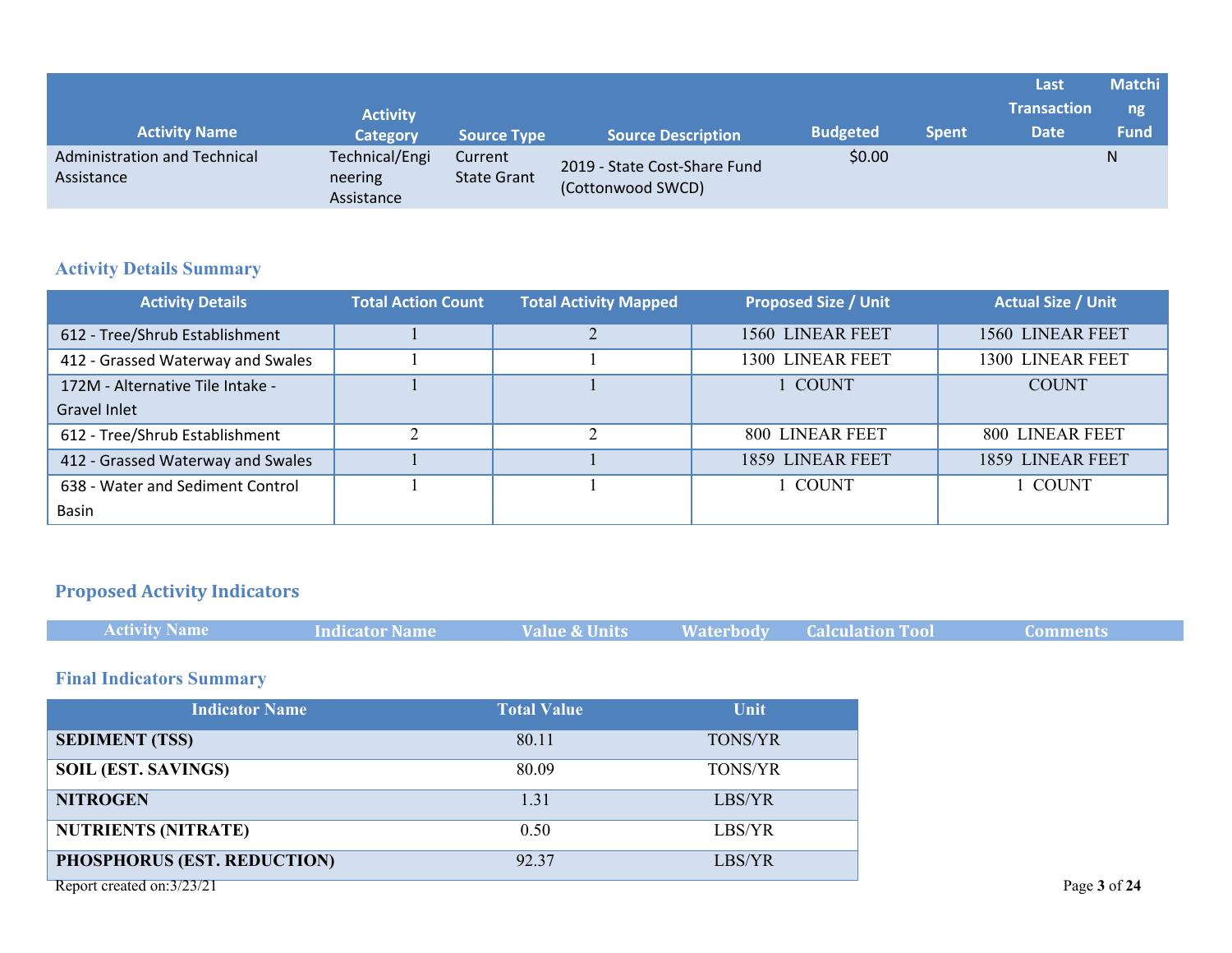| Activity Name | Activity Category | Source Type | Source Description | Budgeted | Spent | Last Transaction Date | Matching Fund |
|---|---|---|---|---|---|---|---|
| Administration and Technical Assistance | Technical/Engineering Assistance | Current State Grant | 2019 - State Cost-Share Fund (Cottonwood SWCD) | $0.00 | | | N |

### Activity Details Summary

| Activity Details | Total Action Count | Total Activity Mapped | Proposed Size / Unit | Actual Size / Unit |
|---|---|---|---|---|
| 612 - Tree/Shrub Establishment | 1 | 2 | 1560 LINEAR FEET | 1560 LINEAR FEET |
| 412 - Grassed Waterway and Swales | 1 | 1 | 1300 LINEAR FEET | 1300 LINEAR FEET |
| 172M - Alternative Tile Intake - Gravel Inlet | 1 | 1 | 1 COUNT | COUNT |
| 612 - Tree/Shrub Establishment | 2 | 2 | 800 LINEAR FEET | 800 LINEAR FEET |
| 412 - Grassed Waterway and Swales | 1 | 1 | 1859 LINEAR FEET | 1859 LINEAR FEET |
| 638 - Water and Sediment Control Basin | 1 | 1 | 1 COUNT | 1 COUNT |

### Proposed Activity Indicators

| Activity Name | Indicator Name | Value & Units | Waterbody | Calculation Tool | Comments |
|---|---|---|---|---|---|

### Final Indicators Summary

| Indicator Name | Total Value | Unit |
|---|---|---|
| **SEDIMENT (TSS)** | 80.11 | TONS/YR |
| **SOIL (EST. SAVINGS)** | 80.09 | TONS/YR |
| **NITROGEN** | 1.31 | LBS/YR |
| **NUTRIENTS (NITRATE)** | 0.50 | LBS/YR |
| **PHOSPHORUS (EST. REDUCTION)** | 92.37 | LBS/YR |

Report created on:3/23/21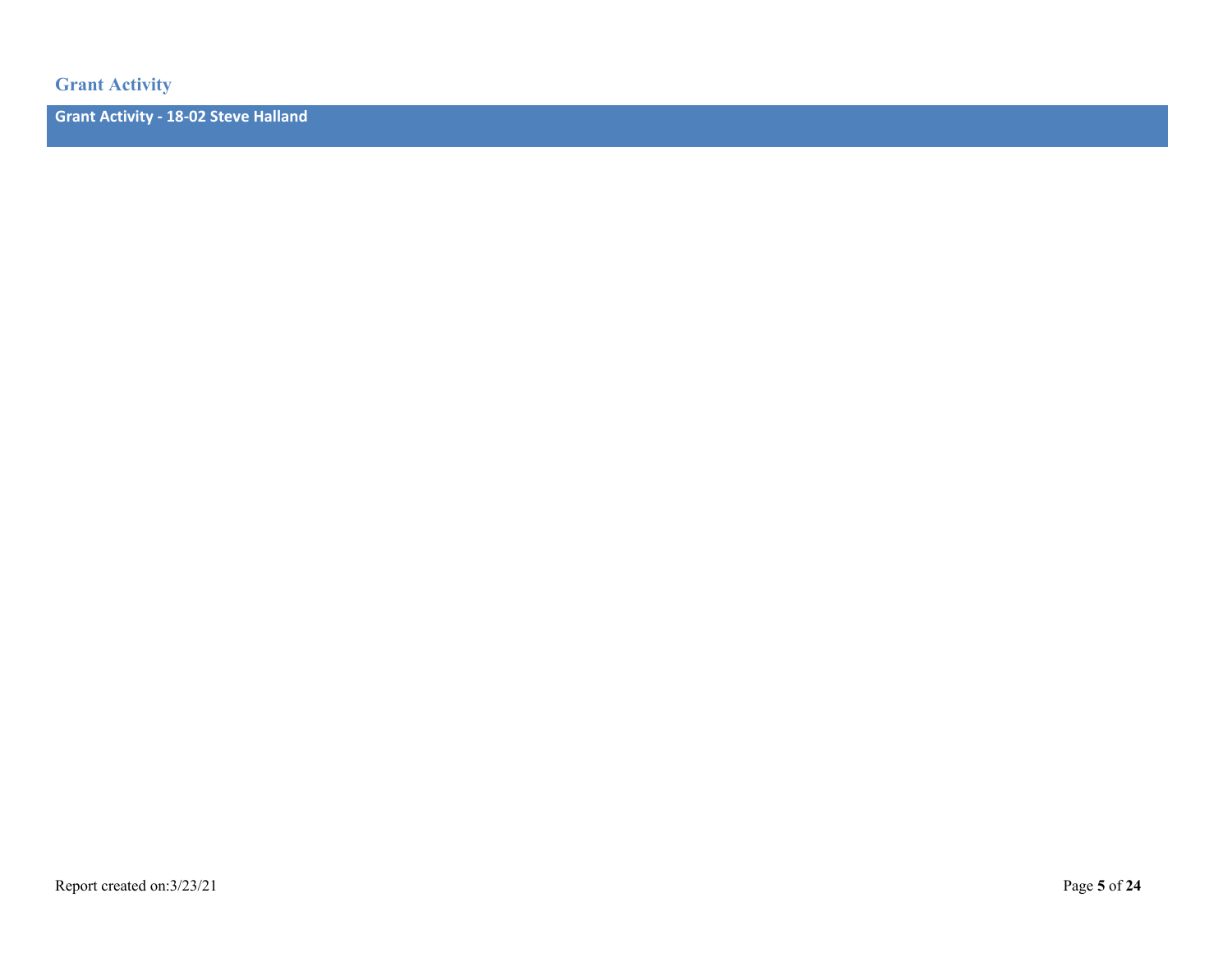## Grant Activity

### Grant Activity - 18-02 Steve Halland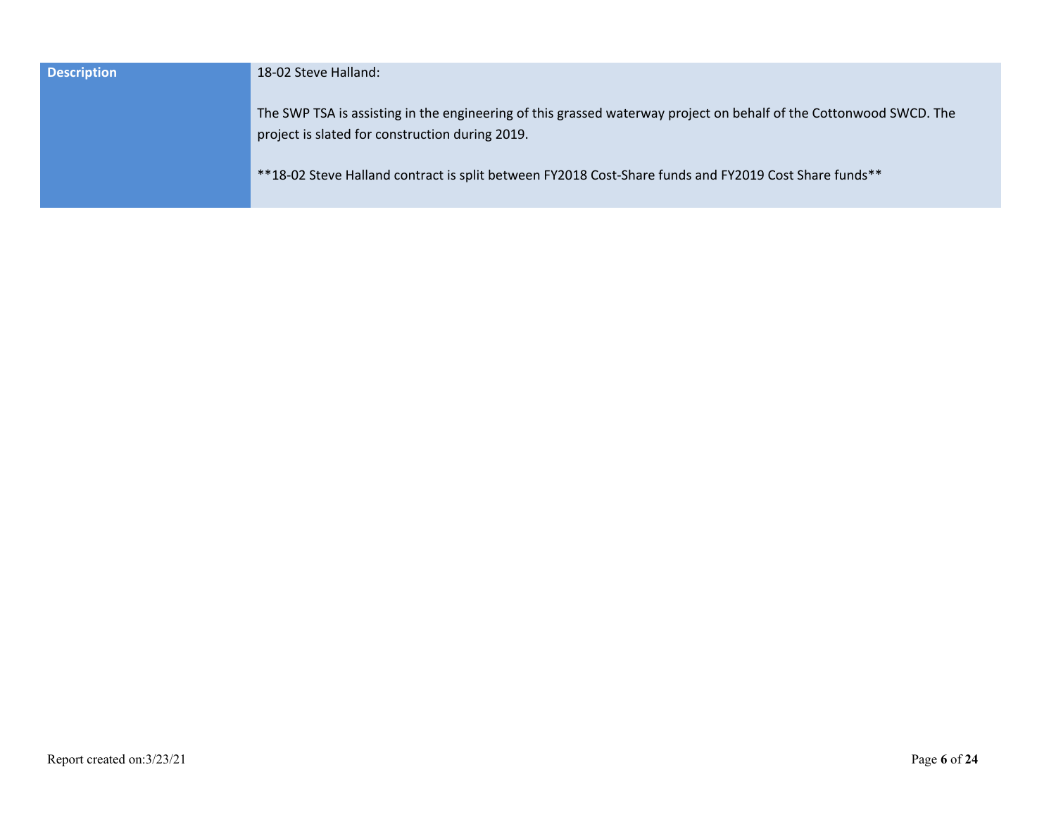| Description | 18-02 Steve Halland:<br><br>The SWP TSA is assisting in the engineering of this grassed waterway project on behalf of the Cottonwood SWCD. The project is slated for construction during 2019.<br><br>**18-02 Steve Halland contract is split between FY2018 Cost-Share funds and FY2019 Cost Share funds** |
|---|---|

Report created on:3/23/21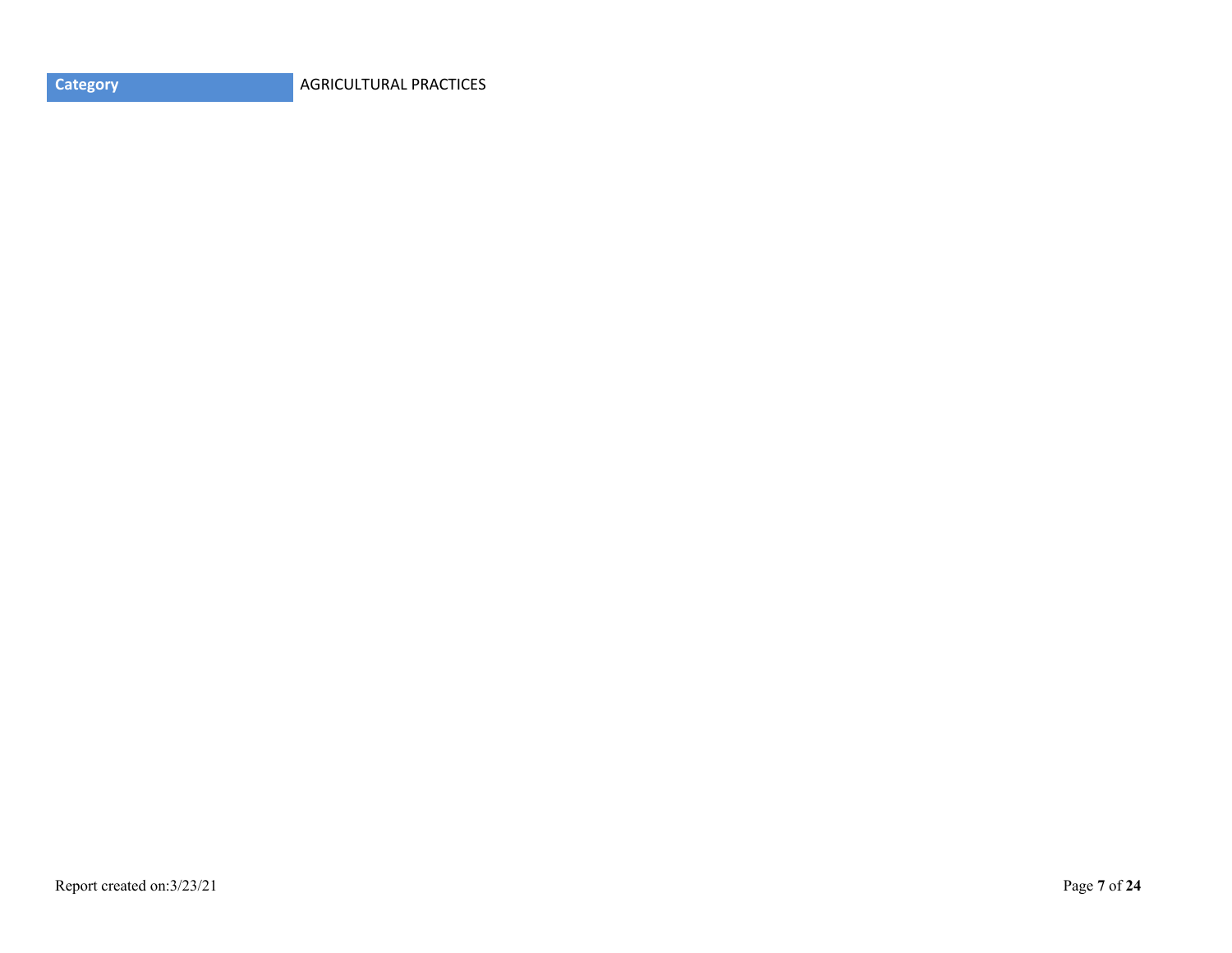| Category | AGRICULTURAL PRACTICES |
| --- | --- |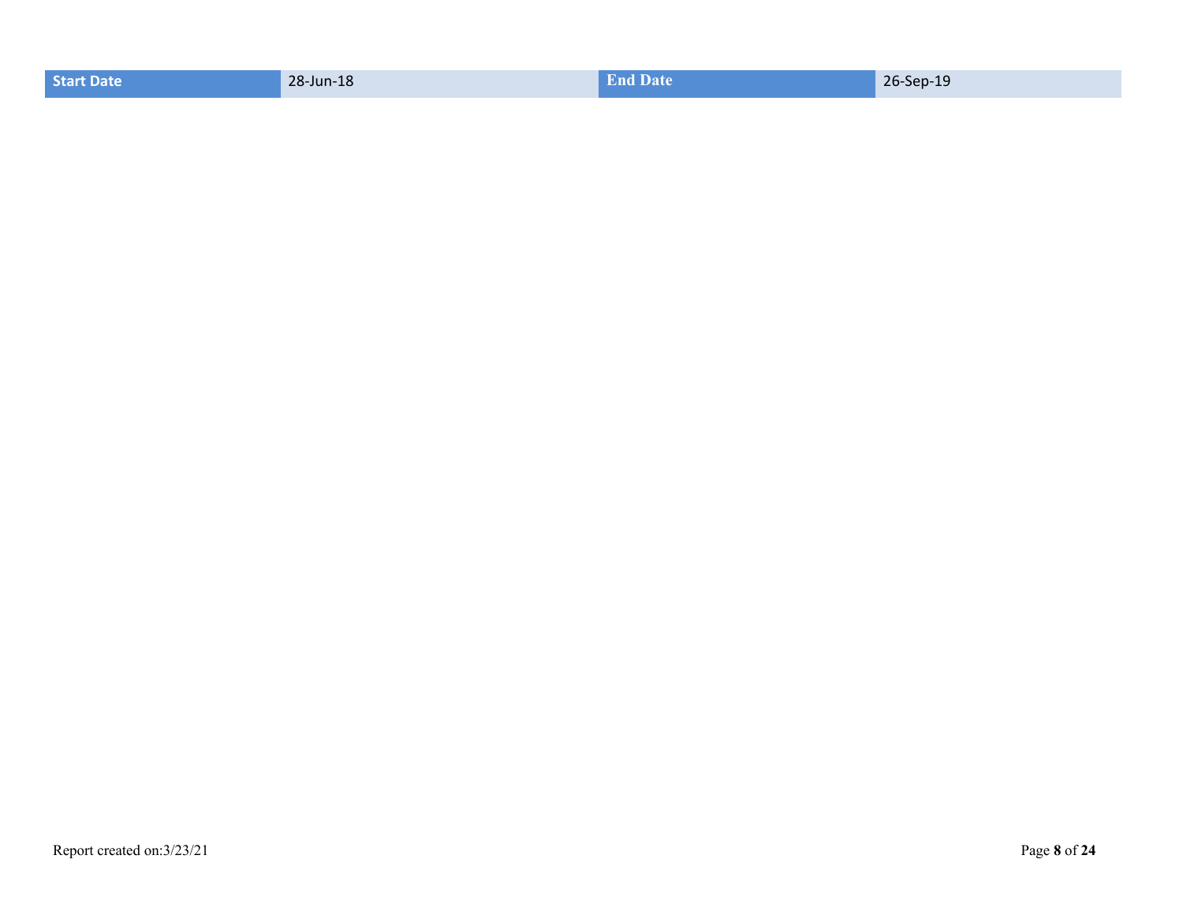| Start Date | 28-Jun-18 | End Date | 26-Sep-19 |
| --- | --- | --- | --- |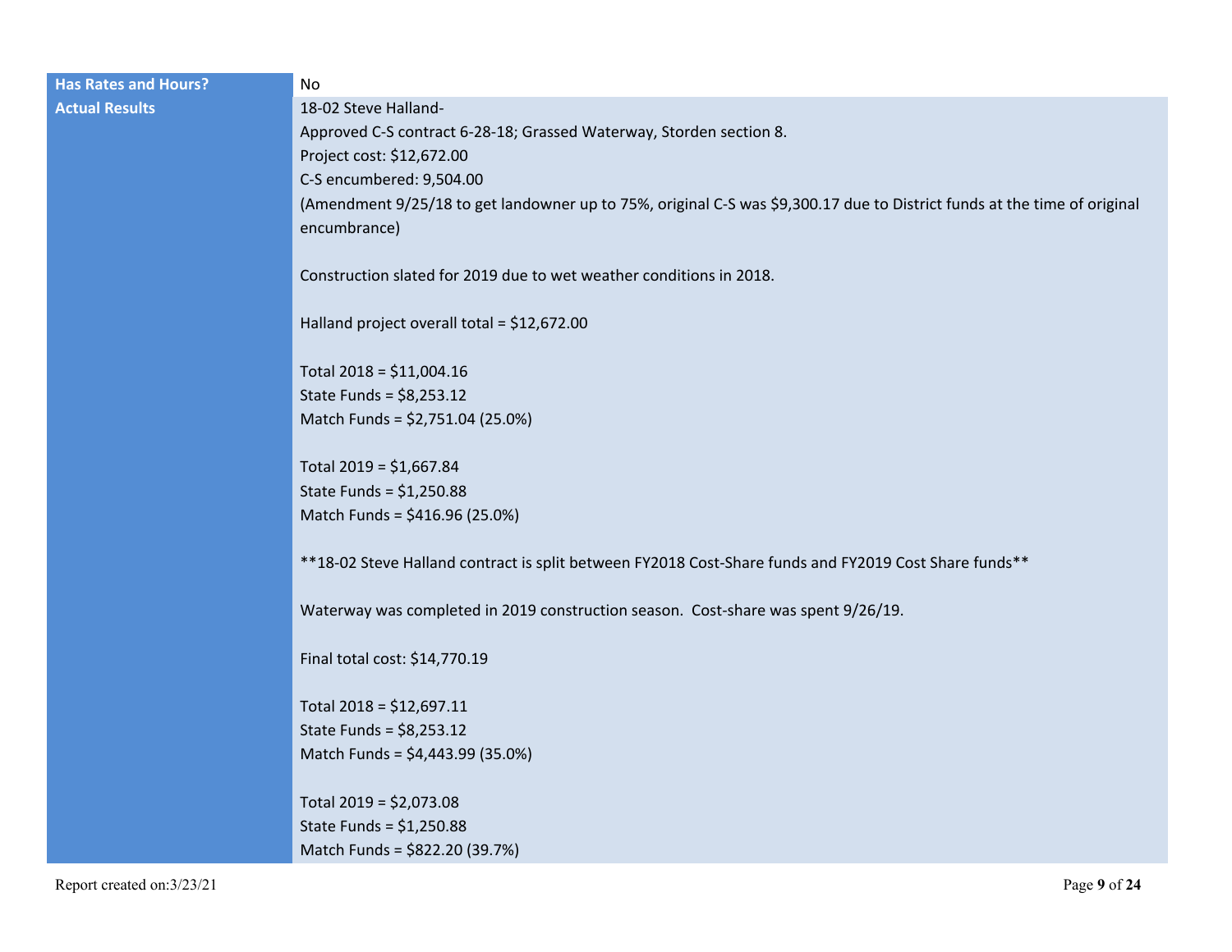| | |
|---|---|
| **Has Rates and Hours?** | No |
| **Actual Results** | 18-02 Steve Halland-<br>Approved C-S contract 6-28-18; Grassed Waterway, Storden section 8.<br>Project cost: $12,672.00<br>C-S encumbered: 9,504.00<br>(Amendment 9/25/18 to get landowner up to 75%, original C-S was $9,300.17 due to District funds at the time of original encumbrance)<br><br>Construction slated for 2019 due to wet weather conditions in 2018.<br><br>Halland project overall total = $12,672.00<br><br>Total 2018 = $11,004.16<br>State Funds = $8,253.12<br>Match Funds = $2,751.04 (25.0%)<br><br>Total 2019 = $1,667.84<br>State Funds = $1,250.88<br>Match Funds = $416.96 (25.0%)<br><br>**18-02 Steve Halland contract is split between FY2018 Cost-Share funds and FY2019 Cost Share funds**<br><br>Waterway was completed in 2019 construction season. Cost-share was spent 9/26/19.<br><br>Final total cost: $14,770.19<br><br>Total 2018 = $12,697.11<br>State Funds = $8,253.12<br>Match Funds = $4,443.99 (35.0%)<br><br>Total 2019 = $2,073.08<br>State Funds = $1,250.88<br>Match Funds = $822.20 (39.7%) |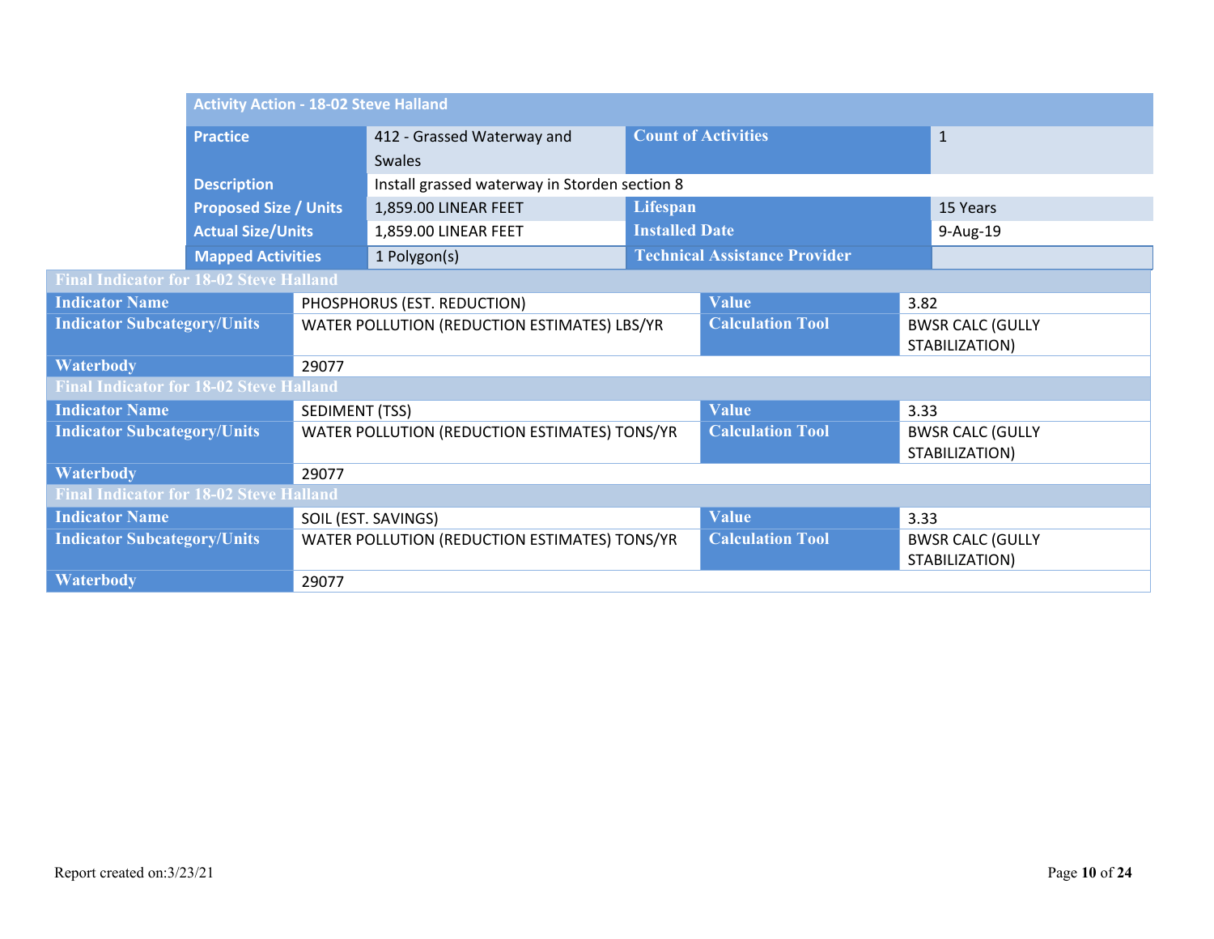| Activity Action - 18-02 Steve Halland | | | |
|---|---|---|---|
| **Practice** | 412 - Grassed Waterway and Swales | **Count of Activities** | 1 |
| **Description** | Install grassed waterway in Storden section 8 | | |
| **Proposed Size / Units** | 1,859.00 LINEAR FEET | **Lifespan** | 15 Years |
| **Actual Size/Units** | 1,859.00 LINEAR FEET | **Installed Date** | 9-Aug-19 |
| **Mapped Activities** | 1 Polygon(s) | **Technical Assistance Provider** | |

| Final Indicator for 18-02 Steve Halland | | | |
|---|---|---|---|
| **Indicator Name** | PHOSPHORUS (EST. REDUCTION) | **Value** | 3.82 |
| **Indicator Subcategory/Units** | WATER POLLUTION (REDUCTION ESTIMATES) LBS/YR | **Calculation Tool** | BWSR CALC (GULLY STABILIZATION) |
| **Waterbody** | 29077 | | |

| Final Indicator for 18-02 Steve Halland | | | |
|---|---|---|---|
| **Indicator Name** | SEDIMENT (TSS) | **Value** | 3.33 |
| **Indicator Subcategory/Units** | WATER POLLUTION (REDUCTION ESTIMATES) TONS/YR | **Calculation Tool** | BWSR CALC (GULLY STABILIZATION) |
| **Waterbody** | 29077 | | |

| Final Indicator for 18-02 Steve Halland | | | |
|---|---|---|---|
| **Indicator Name** | SOIL (EST. SAVINGS) | **Value** | 3.33 |
| **Indicator Subcategory/Units** | WATER POLLUTION (REDUCTION ESTIMATES) TONS/YR | **Calculation Tool** | BWSR CALC (GULLY STABILIZATION) |
| **Waterbody** | 29077 | | |

Report created on:3/23/21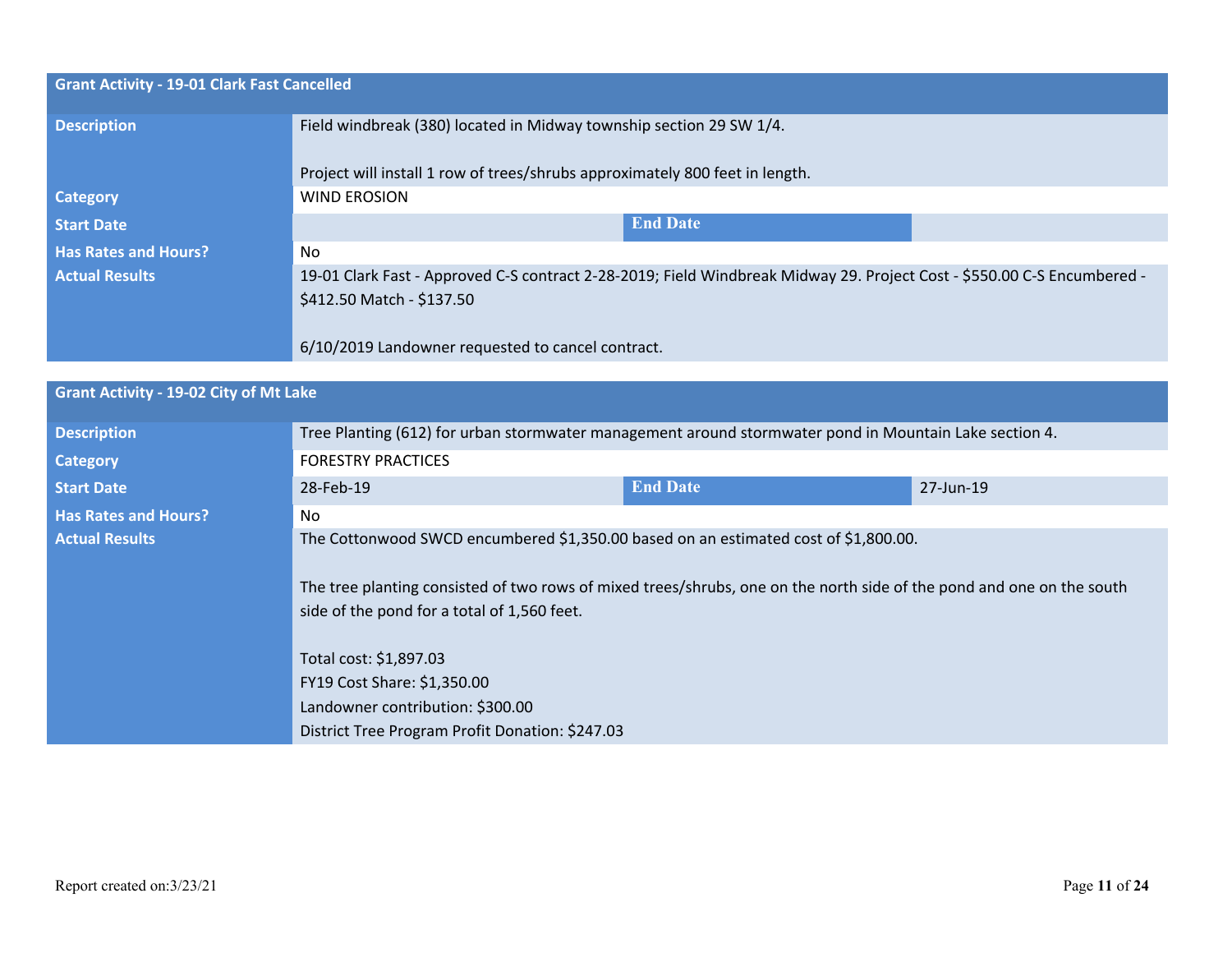| Grant Activity - 19-01 Clark Fast Cancelled | | | |
|---|---|---|---|
| **Description** | Field windbreak (380) located in Midway township section 29 SW 1/4.<br><br>Project will install 1 row of trees/shrubs approximately 800 feet in length. | | |
| **Category** | WIND EROSION | | |
| **Start Date** | | **End Date** | |
| **Has Rates and Hours?** | No | | |
| **Actual Results** | 19-01 Clark Fast - Approved C-S contract 2-28-2019; Field Windbreak Midway 29. Project Cost - $550.00 C-S Encumbered - $412.50 Match - $137.50<br><br>6/10/2019 Landowner requested to cancel contract. | | |

| Grant Activity - 19-02 City of Mt Lake | | | |
|---|---|---|---|
| **Description** | Tree Planting (612) for urban stormwater management around stormwater pond in Mountain Lake section 4. | | |
| **Category** | FORESTRY PRACTICES | | |
| **Start Date** | 28-Feb-19 | **End Date** | 27-Jun-19 |
| **Has Rates and Hours?** | No | | |
| **Actual Results** | The Cottonwood SWCD encumbered $1,350.00 based on an estimated cost of $1,800.00.<br><br>The tree planting consisted of two rows of mixed trees/shrubs, one on the north side of the pond and one on the south side of the pond for a total of 1,560 feet.<br><br>Total cost: $1,897.03<br>FY19 Cost Share: $1,350.00<br>Landowner contribution: $300.00<br>District Tree Program Profit Donation: $247.03 | | |

Report created on:3/23/21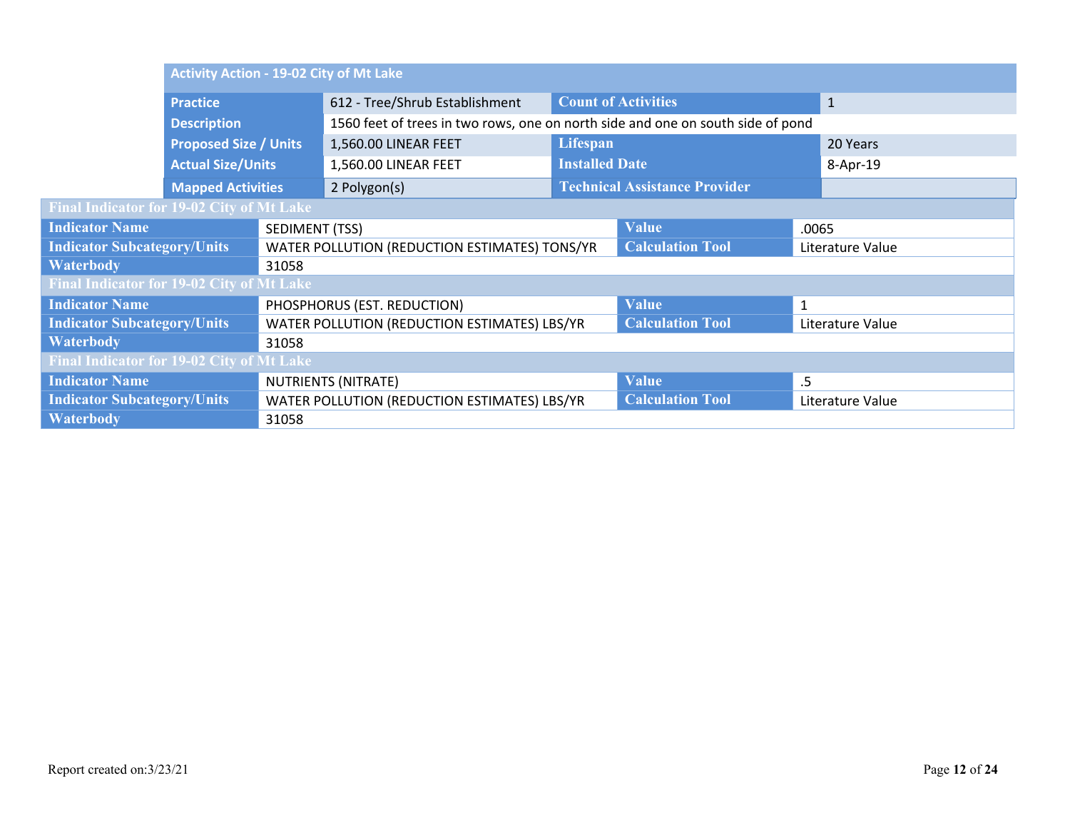| Activity Action - 19-02 City of Mt Lake | | | |
|---|---|---|---|
| **Practice** | 612 - Tree/Shrub Establishment | **Count of Activities** | 1 |
| **Description** | 1560 feet of trees in two rows, one on north side and one on south side of pond | | |
| **Proposed Size / Units** | 1,560.00 LINEAR FEET | **Lifespan** | 20 Years |
| **Actual Size/Units** | 1,560.00 LINEAR FEET | **Installed Date** | 8-Apr-19 |
| **Mapped Activities** | 2 Polygon(s) | **Technical Assistance Provider** | |

| Final Indicator for 19-02 City of Mt Lake | | | |
|---|---|---|---|
| **Indicator Name** | SEDIMENT (TSS) | **Value** | .0065 |
| **Indicator Subcategory/Units** | WATER POLLUTION (REDUCTION ESTIMATES) TONS/YR | **Calculation Tool** | Literature Value |
| **Waterbody** | 31058 | | |

| Final Indicator for 19-02 City of Mt Lake | | | |
|---|---|---|---|
| **Indicator Name** | PHOSPHORUS (EST. REDUCTION) | **Value** | 1 |
| **Indicator Subcategory/Units** | WATER POLLUTION (REDUCTION ESTIMATES) LBS/YR | **Calculation Tool** | Literature Value |
| **Waterbody** | 31058 | | |

| Final Indicator for 19-02 City of Mt Lake | | | |
|---|---|---|---|
| **Indicator Name** | NUTRIENTS (NITRATE) | **Value** | .5 |
| **Indicator Subcategory/Units** | WATER POLLUTION (REDUCTION ESTIMATES) LBS/YR | **Calculation Tool** | Literature Value |
| **Waterbody** | 31058 | | |

Report created on:3/23/21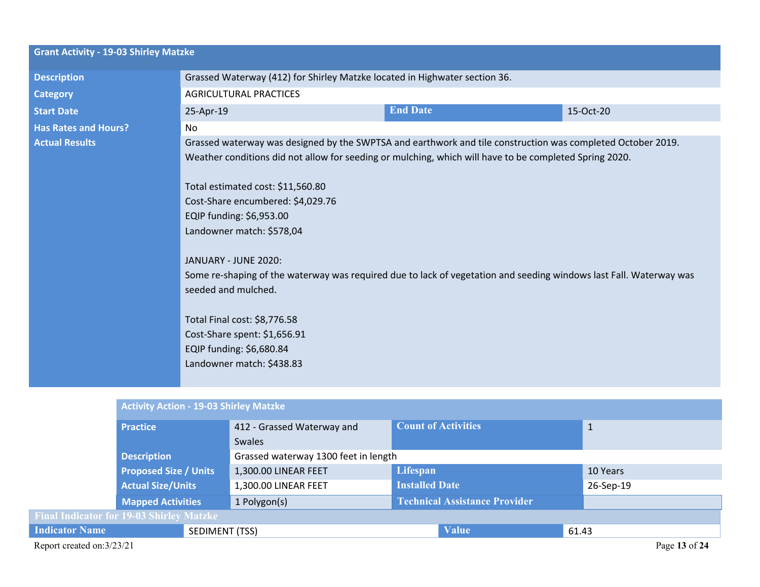## Grant Activity - 19-03 Shirley Matzke

| | | | |
|---|---|---|---|
| **Description** | Grassed Waterway (412) for Shirley Matzke located in Highwater section 36. | | |
| **Category** | AGRICULTURAL PRACTICES | | |
| **Start Date** | 25-Apr-19 | **End Date** | 15-Oct-20 |
| **Has Rates and Hours?** | No | | |
| **Actual Results** | Grassed waterway was designed by the SWPTSA and earthwork and tile construction was completed October 2019. Weather conditions did not allow for seeding or mulching, which will have to be completed Spring 2020.<br><br>Total estimated cost: $11,560.80<br>Cost-Share encumbered: $4,029.76<br>EQIP funding: $6,953.00<br>Landowner match: $578,04<br><br>JANUARY - JUNE 2020:<br>Some re-shaping of the waterway was required due to lack of vegetation and seeding windows last Fall. Waterway was seeded and mulched.<br><br>Total Final cost: $8,776.58<br>Cost-Share spent: $1,656.91<br>EQIP funding: $6,680.84<br>Landowner match: $438.83 | | |

### Activity Action - 19-03 Shirley Matzke

| | | | |
|---|---|---|---|
| **Practice** | 412 - Grassed Waterway and Swales | **Count of Activities** | 1 |
| **Description** | Grassed waterway 1300 feet in length | | |
| **Proposed Size / Units** | 1,300.00 LINEAR FEET | **Lifespan** | 10 Years |
| **Actual Size/Units** | 1,300.00 LINEAR FEET | **Installed Date** | 26-Sep-19 |
| **Mapped Activities** | 1 Polygon(s) | **Technical Assistance Provider** | |

### Final Indicator for 19-03 Shirley Matzke

| | | | |
|---|---|---|---|
| **Indicator Name** | SEDIMENT (TSS) | **Value** | 61.43 |

Report created on:3/23/21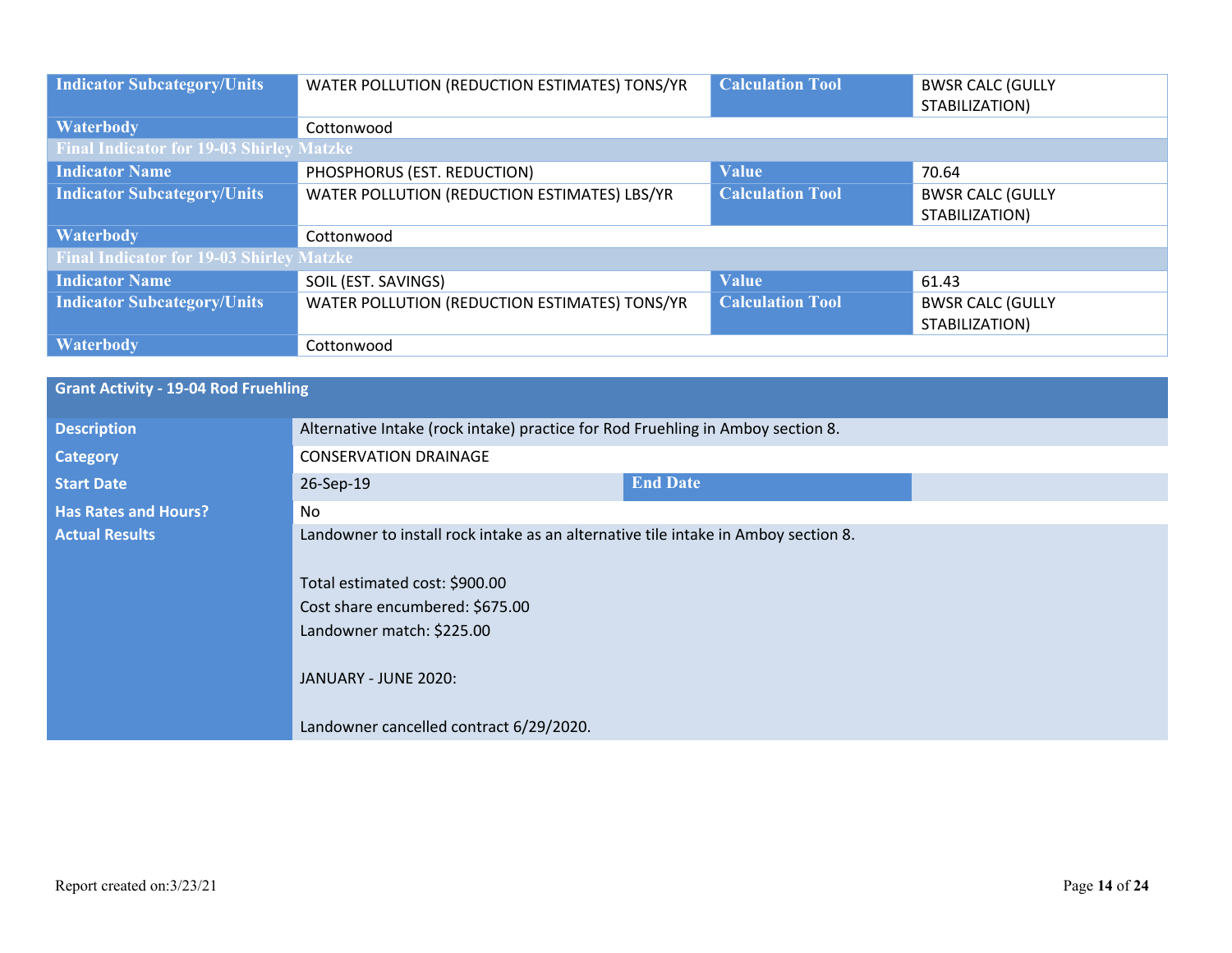| Indicator Subcategory/Units | WATER POLLUTION (REDUCTION ESTIMATES) TONS/YR | Calculation Tool | BWSR CALC (GULLY STABILIZATION) |
|---|---|---|---|
| Waterbody | Cottonwood | | |
| **Final Indicator for 19-03 Shirley Matzke** | | | |
| Indicator Name | PHOSPHORUS (EST. REDUCTION) | Value | 70.64 |
| Indicator Subcategory/Units | WATER POLLUTION (REDUCTION ESTIMATES) LBS/YR | Calculation Tool | BWSR CALC (GULLY STABILIZATION) |
| Waterbody | Cottonwood | | |
| **Final Indicator for 19-03 Shirley Matzke** | | | |
| Indicator Name | SOIL (EST. SAVINGS) | Value | 61.43 |
| Indicator Subcategory/Units | WATER POLLUTION (REDUCTION ESTIMATES) TONS/YR | Calculation Tool | BWSR CALC (GULLY STABILIZATION) |
| Waterbody | Cottonwood | | |

| Grant Activity - 19-04 Rod Fruehling | | | |
|---|---|---|---|
| Description | Alternative Intake (rock intake) practice for Rod Fruehling in Amboy section 8. | | |
| Category | CONSERVATION DRAINAGE | | |
| Start Date | 26-Sep-19 | End Date | |
| Has Rates and Hours? | No | | |
| Actual Results | Landowner to install rock intake as an alternative tile intake in Amboy section 8.<br><br>Total estimated cost: $900.00<br>Cost share encumbered: $675.00<br>Landowner match: $225.00<br><br>JANUARY - JUNE 2020:<br><br>Landowner cancelled contract 6/29/2020. | | |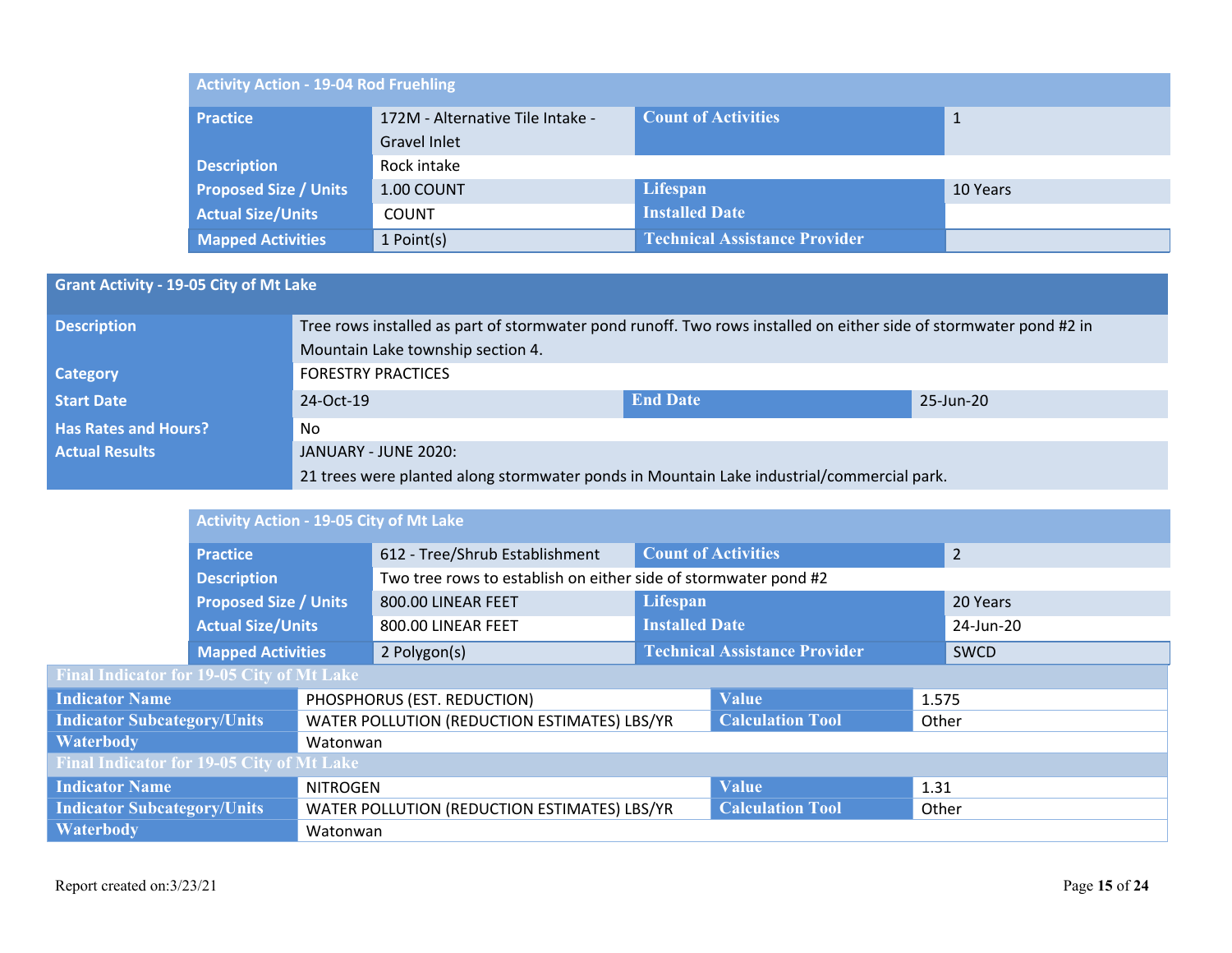| Activity Action - 19-04 Rod Fruehling | | | |
|---|---|---|---|
| Practice | 172M - Alternative Tile Intake - Gravel Inlet | Count of Activities | 1 |
| Description | Rock intake | | |
| Proposed Size / Units | 1.00 COUNT | Lifespan | 10 Years |
| Actual Size/Units | COUNT | Installed Date | |
| Mapped Activities | 1 Point(s) | Technical Assistance Provider | |

| Grant Activity - 19-05 City of Mt Lake | | | |
|---|---|---|---|
| Description | Tree rows installed as part of stormwater pond runoff. Two rows installed on either side of stormwater pond #2 in Mountain Lake township section 4. | | |
| Category | FORESTRY PRACTICES | | |
| Start Date | 24-Oct-19 | End Date | 25-Jun-20 |
| Has Rates and Hours? | No | | |
| Actual Results | JANUARY - JUNE 2020:<br>21 trees were planted along stormwater ponds in Mountain Lake industrial/commercial park. | | |

| Activity Action - 19-05 City of Mt Lake | | | |
|---|---|---|---|
| Practice | 612 - Tree/Shrub Establishment | Count of Activities | 2 |
| Description | Two tree rows to establish on either side of stormwater pond #2 | | |
| Proposed Size / Units | 800.00 LINEAR FEET | Lifespan | 20 Years |
| Actual Size/Units | 800.00 LINEAR FEET | Installed Date | 24-Jun-20 |
| Mapped Activities | 2 Polygon(s) | Technical Assistance Provider | SWCD |

| Final Indicator for 19-05 City of Mt Lake | | | |
|---|---|---|---|
| Indicator Name | PHOSPHORUS (EST. REDUCTION) | Value | 1.575 |
| Indicator Subcategory/Units | WATER POLLUTION (REDUCTION ESTIMATES) LBS/YR | Calculation Tool | Other |
| Waterbody | Watonwan | | |

| Final Indicator for 19-05 City of Mt Lake | | | |
|---|---|---|---|
| Indicator Name | NITROGEN | Value | 1.31 |
| Indicator Subcategory/Units | WATER POLLUTION (REDUCTION ESTIMATES) LBS/YR | Calculation Tool | Other |
| Waterbody | Watonwan | | |

Report created on:3/23/21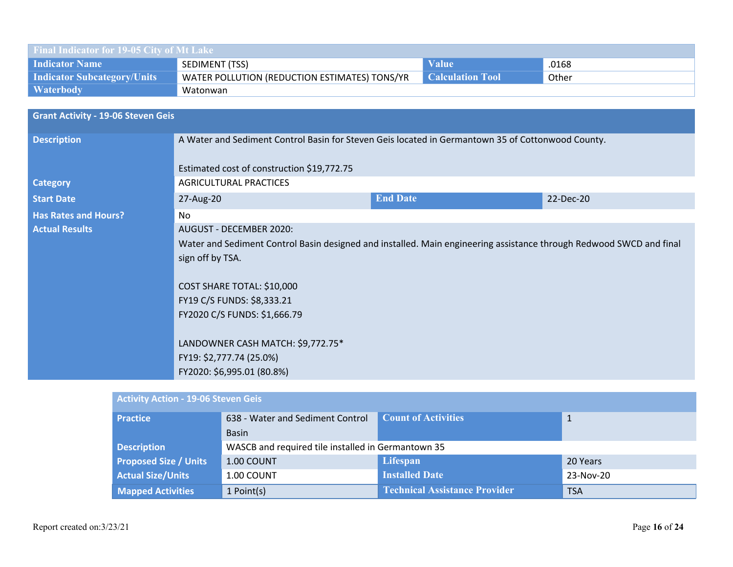| Final Indicator for 19-05 City of Mt Lake | | | |
|---|---|---|---|
| **Indicator Name** | SEDIMENT (TSS) | **Value** | .0168 |
| **Indicator Subcategory/Units** | WATER POLLUTION (REDUCTION ESTIMATES) TONS/YR | **Calculation Tool** | Other |
| **Waterbody** | Watonwan | | |

| Grant Activity - 19-06 Steven Geis | | | |
|---|---|---|---|
| **Description** | A Water and Sediment Control Basin for Steven Geis located in Germantown 35 of Cottonwood County.<br><br>Estimated cost of construction $19,772.75 | | |
| **Category** | AGRICULTURAL PRACTICES | | |
| **Start Date** | 27-Aug-20 | **End Date** | 22-Dec-20 |
| **Has Rates and Hours?** | No | | |
| **Actual Results** | AUGUST - DECEMBER 2020:<br>Water and Sediment Control Basin designed and installed. Main engineering assistance through Redwood SWCD and final sign off by TSA.<br><br>COST SHARE TOTAL: $10,000<br>FY19 C/S FUNDS: $8,333.21<br>FY2020 C/S FUNDS: $1,666.79<br><br>LANDOWNER CASH MATCH: $9,772.75*<br>FY19: $2,777.74 (25.0%)<br>FY2020: $6,995.01 (80.8%) | | |

| Activity Action - 19-06 Steven Geis | | | |
|---|---|---|---|
| **Practice** | 638 - Water and Sediment Control Basin | **Count of Activities** | 1 |
| **Description** | WASCB and required tile installed in Germantown 35 | | |
| **Proposed Size / Units** | 1.00 COUNT | **Lifespan** | 20 Years |
| **Actual Size/Units** | 1.00 COUNT | **Installed Date** | 23-Nov-20 |
| **Mapped Activities** | 1 Point(s) | **Technical Assistance Provider** | TSA |

Report created on:3/23/21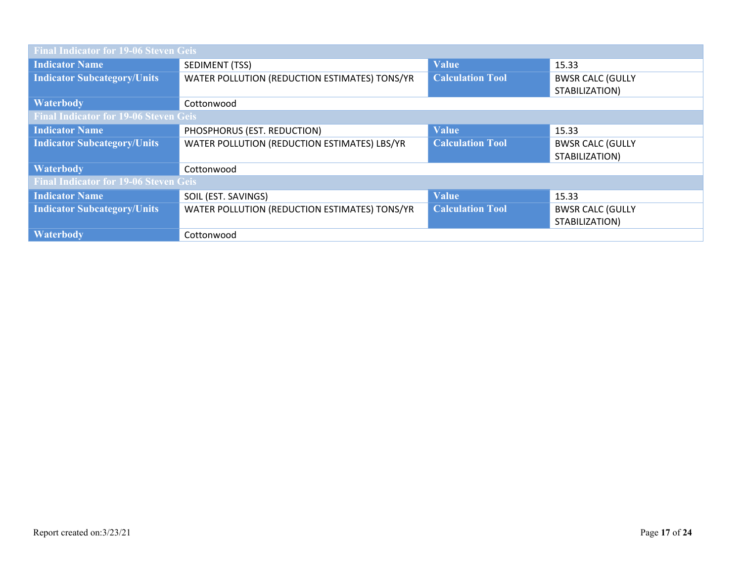| Final Indicator for 19-06 Steven Geis | | | |
|---|---|---|---|
| **Indicator Name** | SEDIMENT (TSS) | **Value** | 15.33 |
| **Indicator Subcategory/Units** | WATER POLLUTION (REDUCTION ESTIMATES) TONS/YR | **Calculation Tool** | BWSR CALC (GULLY STABILIZATION) |
| **Waterbody** | Cottonwood | | |

| Final Indicator for 19-06 Steven Geis | | | |
|---|---|---|---|
| **Indicator Name** | PHOSPHORUS (EST. REDUCTION) | **Value** | 15.33 |
| **Indicator Subcategory/Units** | WATER POLLUTION (REDUCTION ESTIMATES) LBS/YR | **Calculation Tool** | BWSR CALC (GULLY STABILIZATION) |
| **Waterbody** | Cottonwood | | |

| Final Indicator for 19-06 Steven Geis | | | |
|---|---|---|---|
| **Indicator Name** | SOIL (EST. SAVINGS) | **Value** | 15.33 |
| **Indicator Subcategory/Units** | WATER POLLUTION (REDUCTION ESTIMATES) TONS/YR | **Calculation Tool** | BWSR CALC (GULLY STABILIZATION) |
| **Waterbody** | Cottonwood | | |

Report created on:3/23/21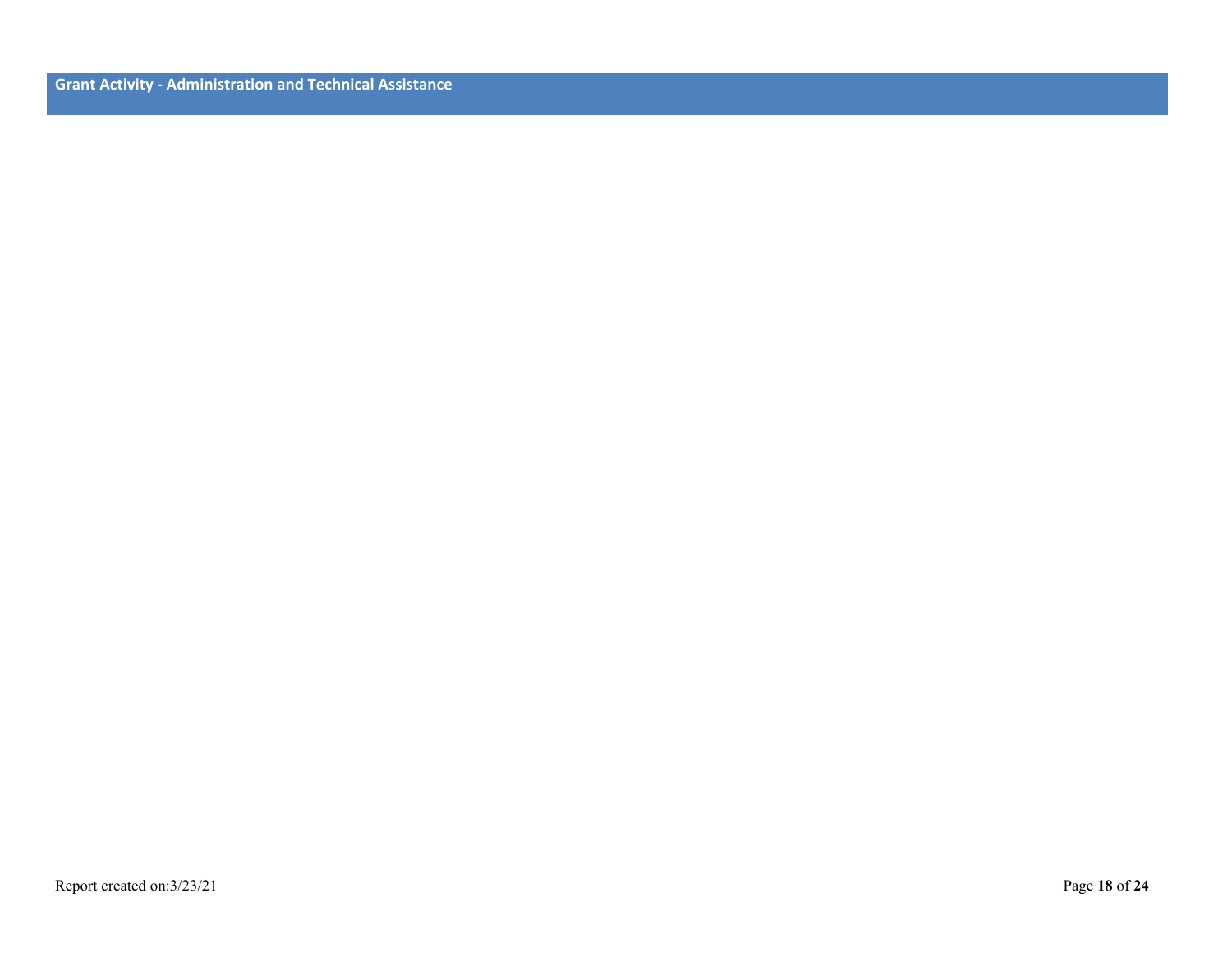## Grant Activity - Administration and Technical Assistance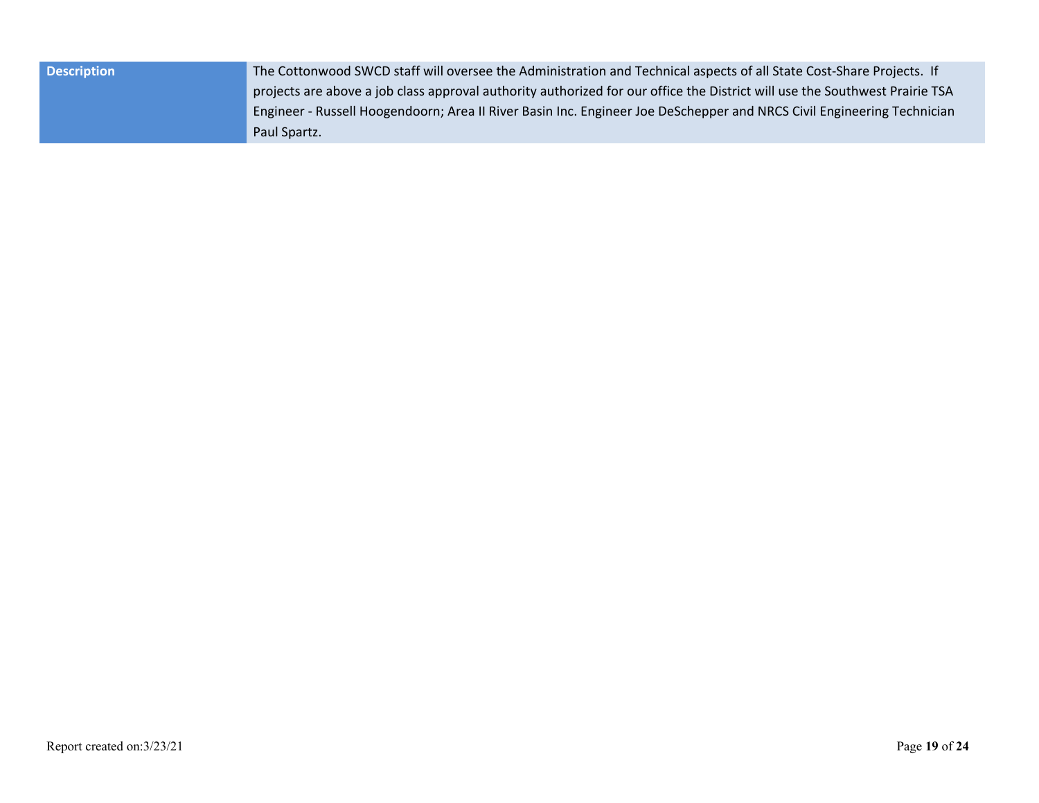| Description | The Cottonwood SWCD staff will oversee the Administration and Technical aspects of all State Cost-Share Projects.  If projects are above a job class approval authority authorized for our office the District will use the Southwest Prairie TSA Engineer - Russell Hoogendoorn; Area II River Basin Inc. Engineer Joe DeSchepper and NRCS Civil Engineering Technician Paul Spartz. |
| --- | --- |

Report created on:3/23/21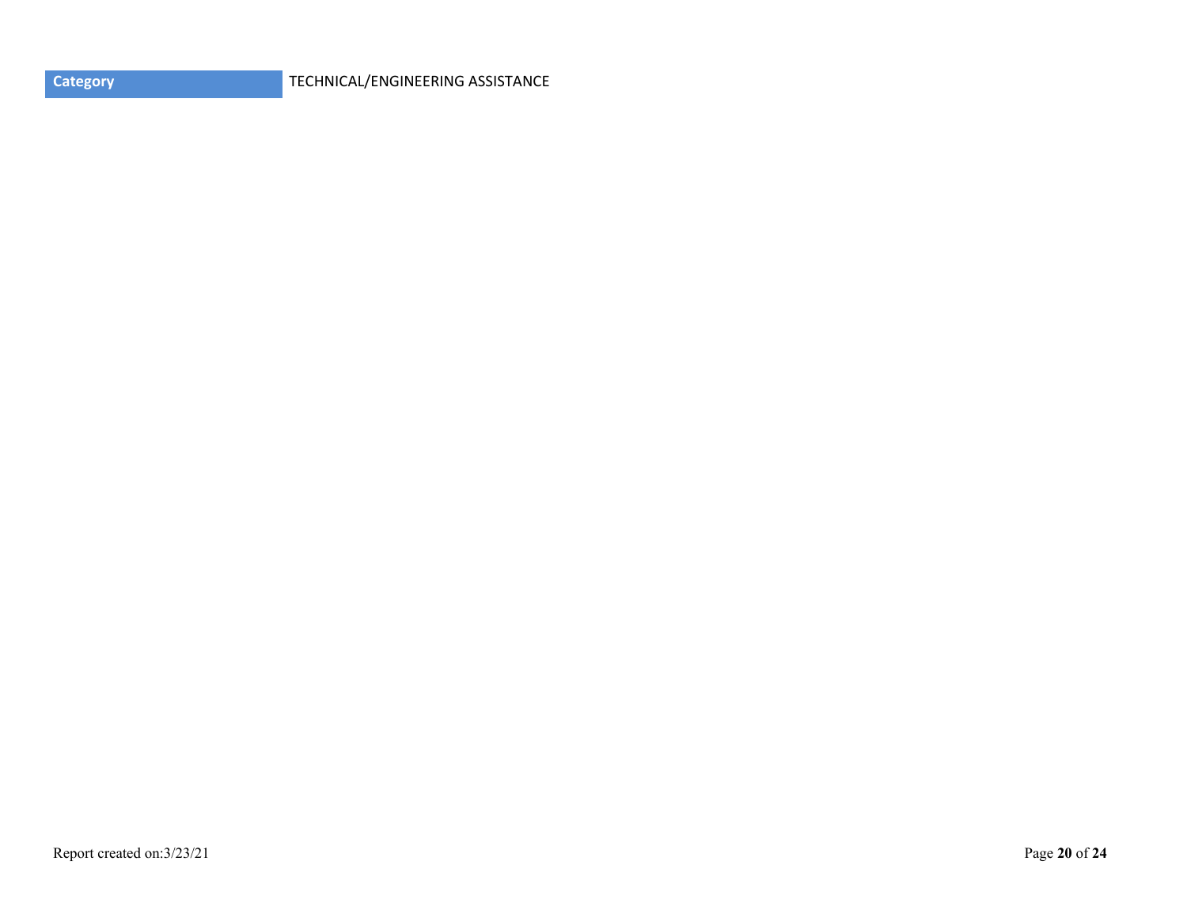| Category | TECHNICAL/ENGINEERING ASSISTANCE |
| --- | --- |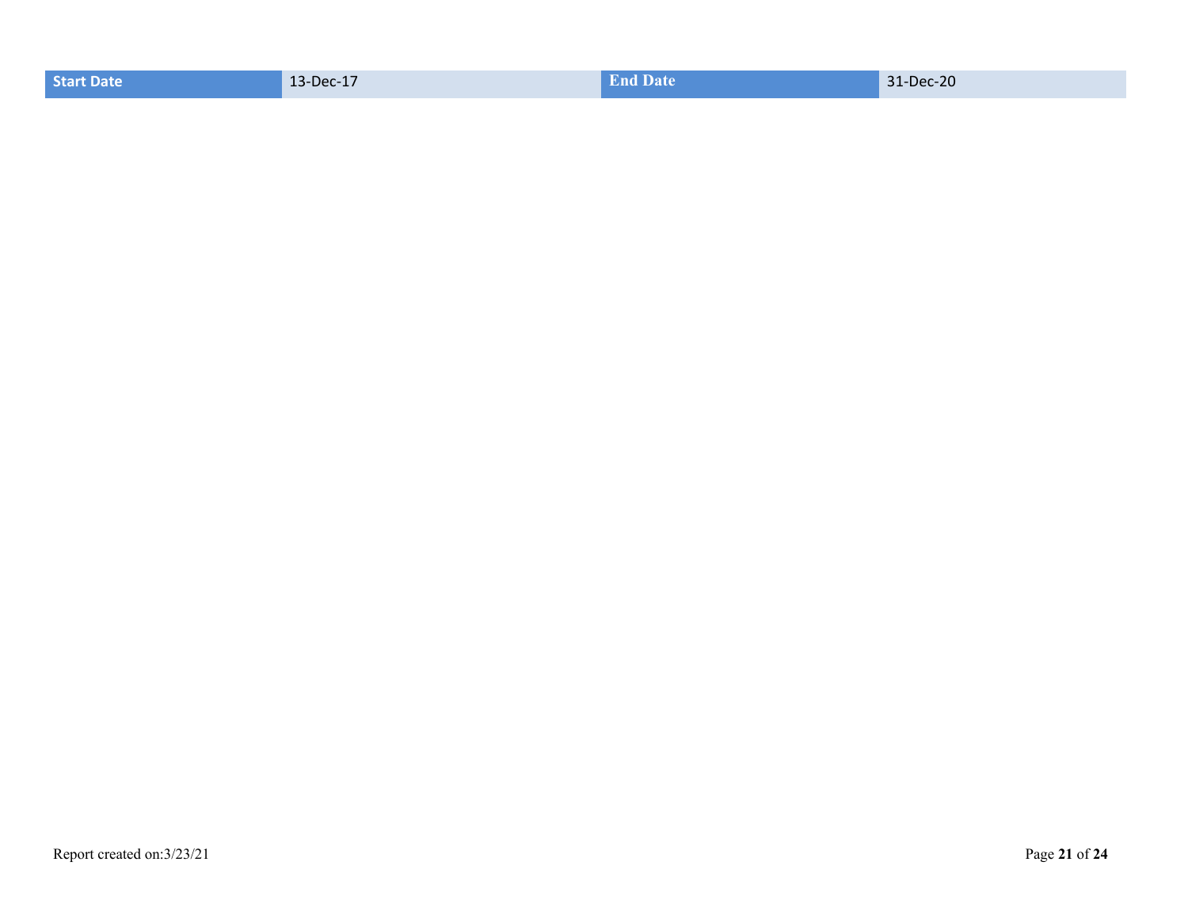| Start Date | 13-Dec-17 | End Date | 31-Dec-20 |
| --- | --- | --- | --- |

Report created on:3/23/21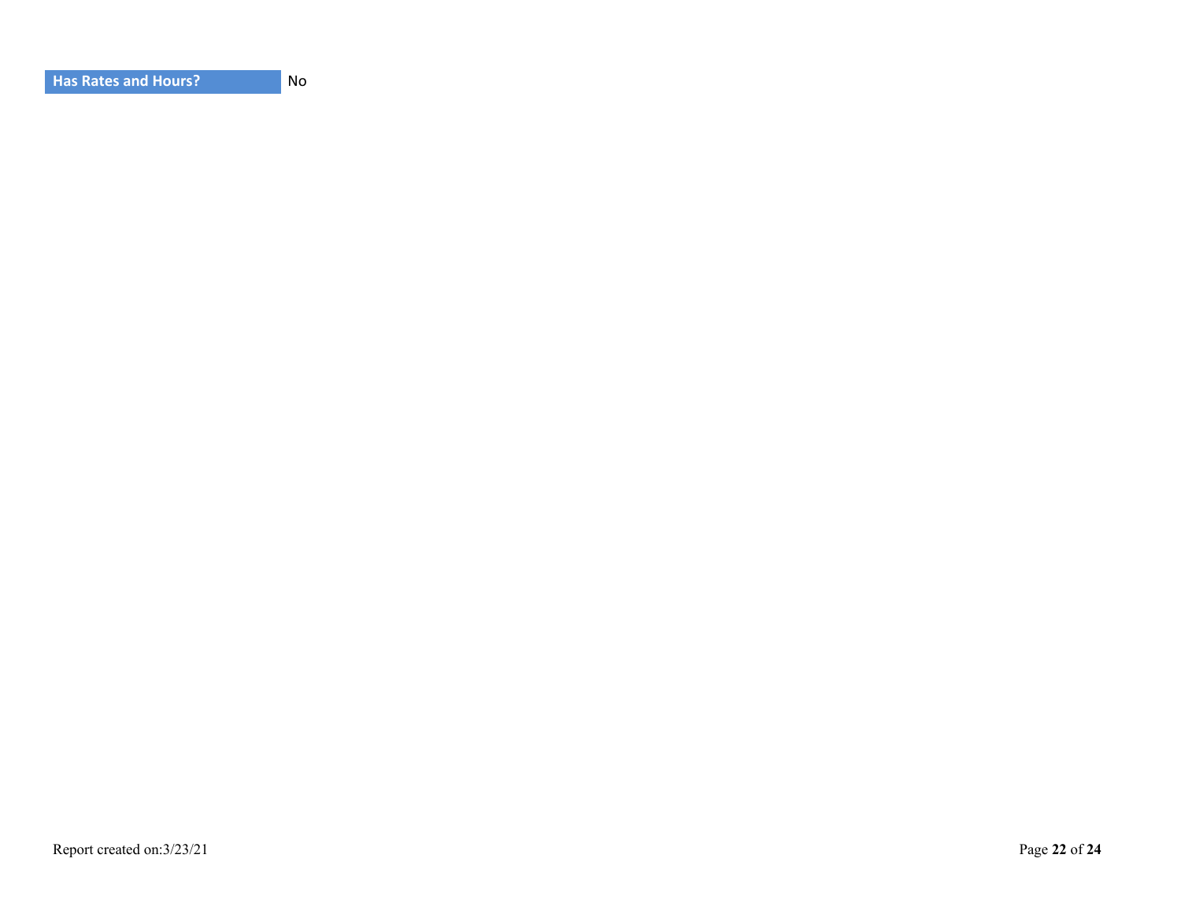| Has Rates and Hours? | No |
| --- | --- |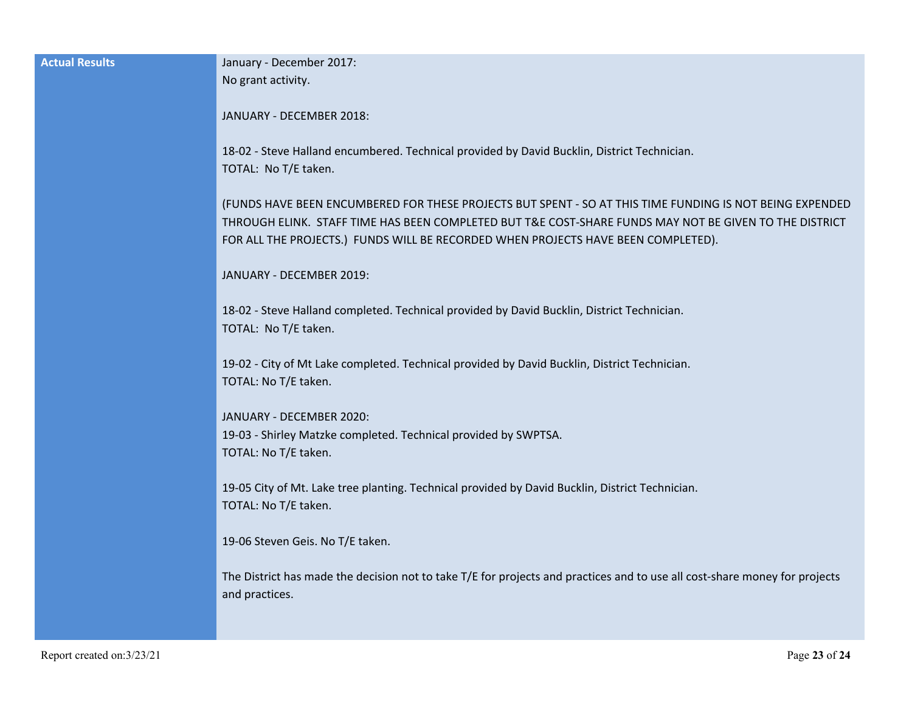| | |
|---|---|
| **Actual Results** | January - December 2017:<br>No grant activity.<br><br>JANUARY - DECEMBER 2018:<br><br>18-02 - Steve Halland encumbered. Technical provided by David Bucklin, District Technician.<br>TOTAL: No T/E taken.<br><br>(FUNDS HAVE BEEN ENCUMBERED FOR THESE PROJECTS BUT SPENT - SO AT THIS TIME FUNDING IS NOT BEING EXPENDED THROUGH ELINK. STAFF TIME HAS BEEN COMPLETED BUT T&E COST-SHARE FUNDS MAY NOT BE GIVEN TO THE DISTRICT FOR ALL THE PROJECTS.) FUNDS WILL BE RECORDED WHEN PROJECTS HAVE BEEN COMPLETED).<br><br>JANUARY - DECEMBER 2019:<br><br>18-02 - Steve Halland completed. Technical provided by David Bucklin, District Technician.<br>TOTAL: No T/E taken.<br><br>19-02 - City of Mt Lake completed. Technical provided by David Bucklin, District Technician.<br>TOTAL: No T/E taken.<br><br>JANUARY - DECEMBER 2020:<br>19-03 - Shirley Matzke completed. Technical provided by SWPTSA.<br>TOTAL: No T/E taken.<br><br>19-05 City of Mt. Lake tree planting. Technical provided by David Bucklin, District Technician.<br>TOTAL: No T/E taken.<br><br>19-06 Steven Geis. No T/E taken.<br><br>The District has made the decision not to take T/E for projects and practices and to use all cost-share money for projects and practices. |

Report created on:3/23/21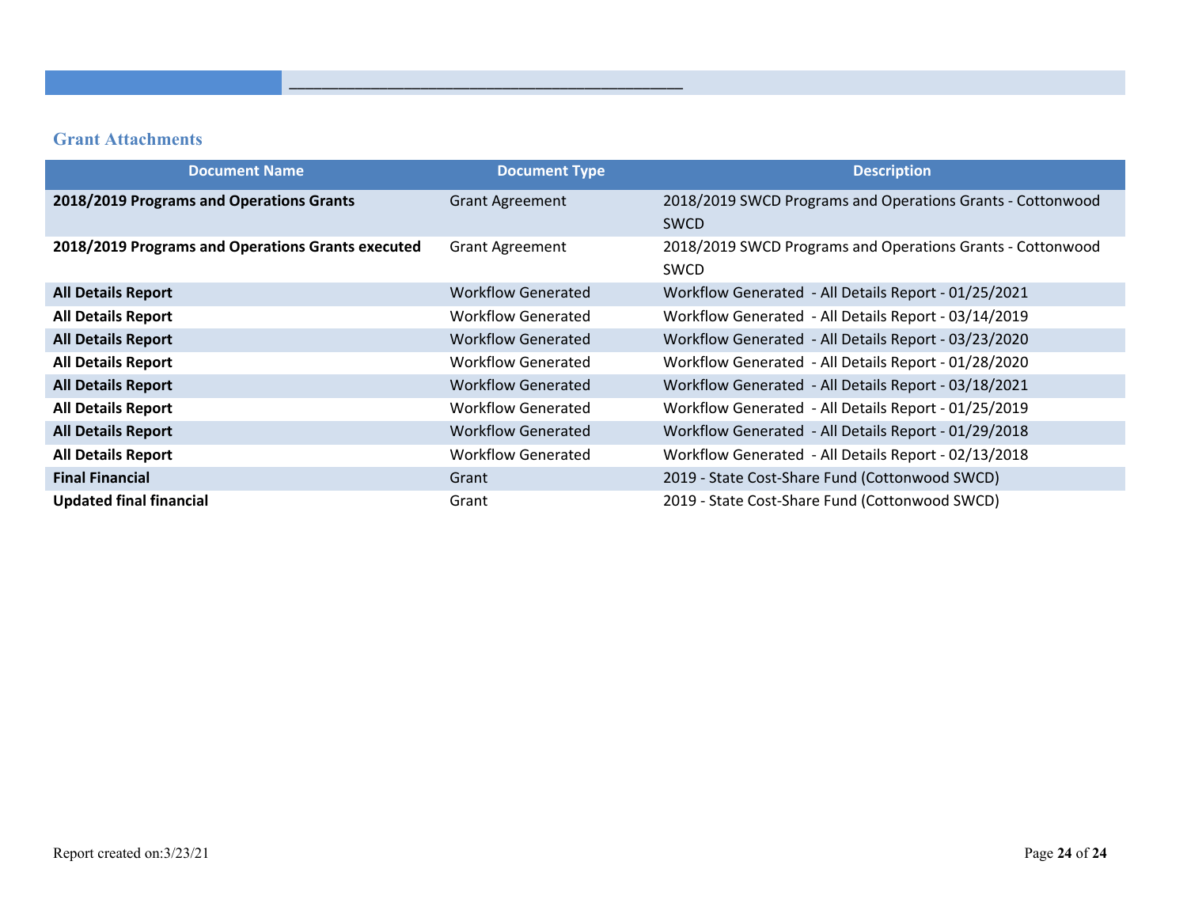## Grant Attachments

| Document Name | Document Type | Description |
|---|---|---|
| **2018/2019 Programs and Operations Grants** | Grant Agreement | 2018/2019 SWCD Programs and Operations Grants - Cottonwood SWCD |
| **2018/2019 Programs and Operations Grants executed** | Grant Agreement | 2018/2019 SWCD Programs and Operations Grants - Cottonwood SWCD |
| **All Details Report** | Workflow Generated | Workflow Generated - All Details Report - 01/25/2021 |
| **All Details Report** | Workflow Generated | Workflow Generated - All Details Report - 03/14/2019 |
| **All Details Report** | Workflow Generated | Workflow Generated - All Details Report - 03/23/2020 |
| **All Details Report** | Workflow Generated | Workflow Generated - All Details Report - 01/28/2020 |
| **All Details Report** | Workflow Generated | Workflow Generated - All Details Report - 03/18/2021 |
| **All Details Report** | Workflow Generated | Workflow Generated - All Details Report - 01/25/2019 |
| **All Details Report** | Workflow Generated | Workflow Generated - All Details Report - 01/29/2018 |
| **All Details Report** | Workflow Generated | Workflow Generated - All Details Report - 02/13/2018 |
| **Final Financial** | Grant | 2019 - State Cost-Share Fund (Cottonwood SWCD) |
| **Updated final financial** | Grant | 2019 - State Cost-Share Fund (Cottonwood SWCD) |

Report created on:3/23/21